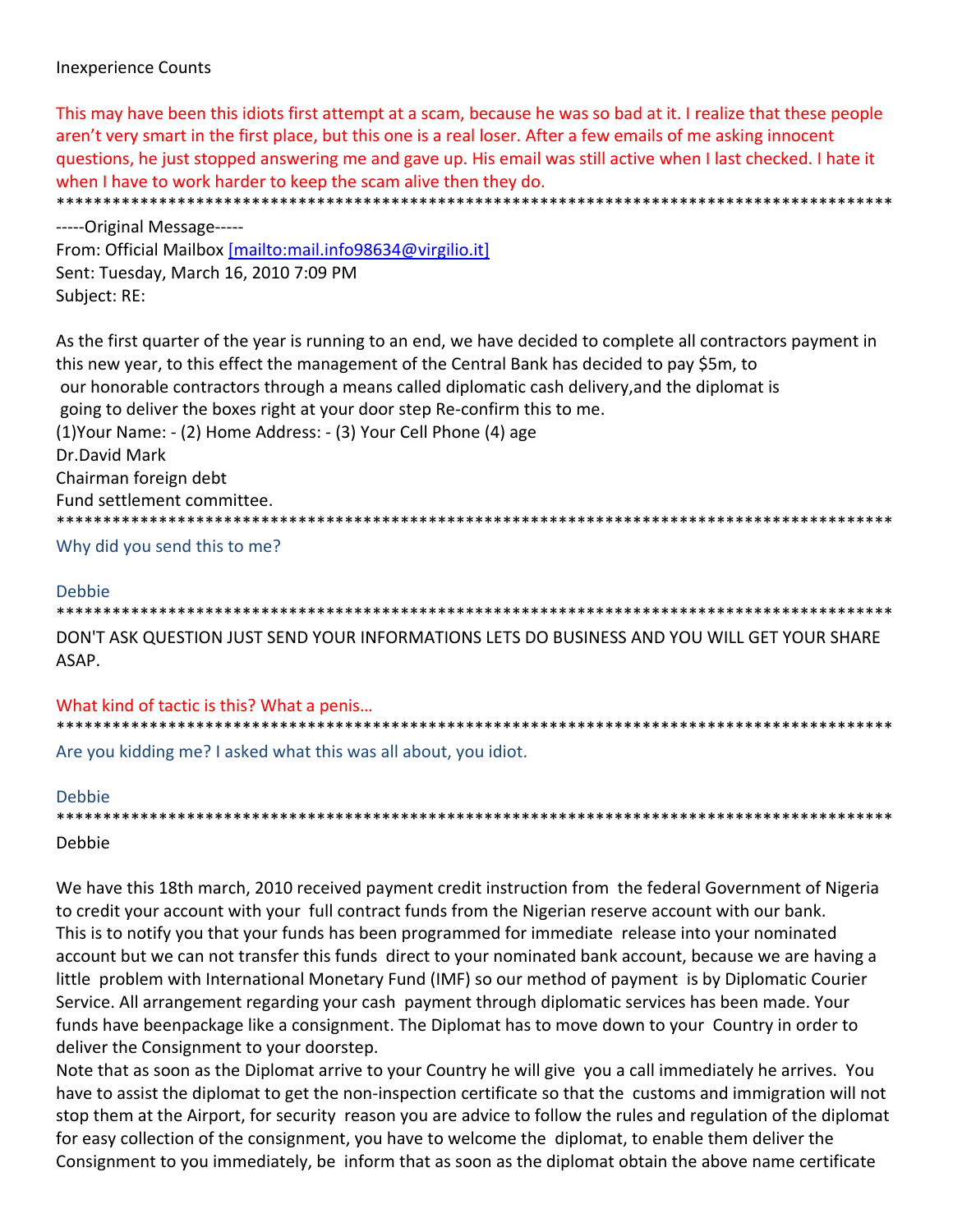Inexperience Counts

This may have been this idiots first attempt at a scam, because he was so bad at it. I realize that these people aren't very smart in the first place, but this one is a real loser. After a few emails of me asking innocent questions, he just stopped answering me and gave up. His email was still active when I last checked. I hate it when I have to work harder to keep the scam alive then they do.

*****************************************************************************************

-----Original Message-----
From: Official Mailbox [mailto:mail.info98634@virgilio.it]
Sent: Tuesday, March 16, 2010 7:09 PM
Subject: RE:

As the first quarter of the year is running to an end, we have decided to complete all contractors payment in this new year, to this effect the management of the Central Bank has decided to pay $5m, to our honorable contractors through a means called diplomatic cash delivery,and the diplomat is going to deliver the boxes right at your door step Re-confirm this to me.
(1)Your Name: - (2) Home Address: - (3) Your Cell Phone (4) age
Dr.David Mark
Chairman foreign debt
Fund settlement committee.

*****************************************************************************************

Why did you send this to me?

Debbie

*****************************************************************************************

DON'T ASK QUESTION JUST SEND YOUR INFORMATIONS LETS DO BUSINESS AND YOU WILL GET YOUR SHARE ASAP.

What kind of tactic is this? What a penis…

*****************************************************************************************

Are you kidding me? I asked what this was all about, you idiot.

Debbie

*****************************************************************************************

Debbie

We have this 18th march, 2010 received payment credit instruction from the federal Government of Nigeria to credit your account with your full contract funds from the Nigerian reserve account with our bank.
This is to notify you that your funds has been programmed for immediate release into your nominated account but we can not transfer this funds direct to your nominated bank account, because we are having a little problem with International Monetary Fund (IMF) so our method of payment is by Diplomatic Courier Service. All arrangement regarding your cash payment through diplomatic services has been made. Your funds have beenpackage like a consignment. The Diplomat has to move down to your Country in order to deliver the Consignment to your doorstep.
Note that as soon as the Diplomat arrive to your Country he will give you a call immediately he arrives. You have to assist the diplomat to get the non-inspection certificate so that the customs and immigration will not stop them at the Airport, for security reason you are advice to follow the rules and regulation of the diplomat for easy collection of the consignment, you have to welcome the diplomat, to enable them deliver the Consignment to you immediately, be inform that as soon as the diplomat obtain the above name certificate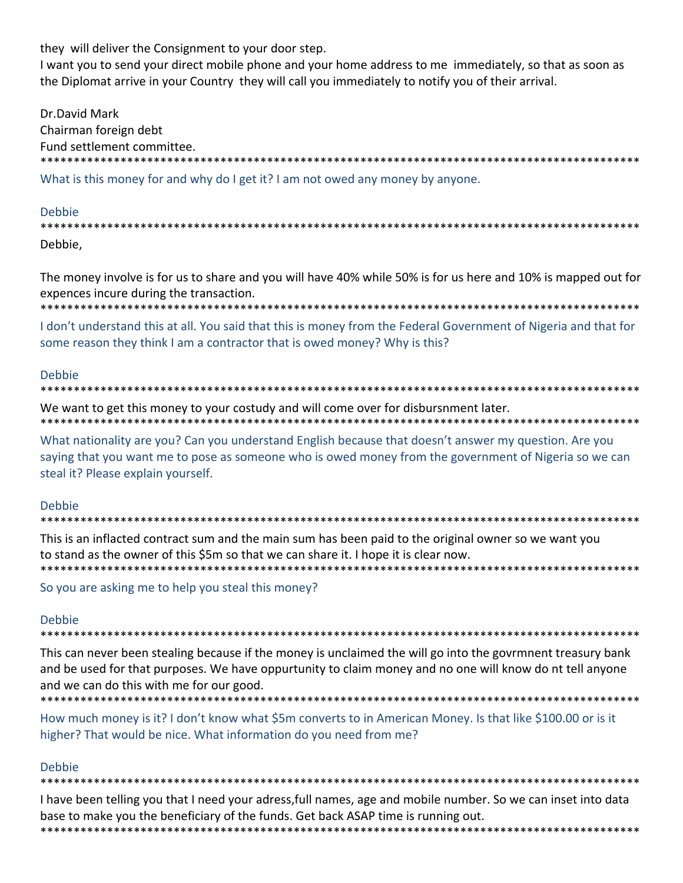they will deliver the Consignment to your door step.
I want you to send your direct mobile phone and your home address to me immediately, so that as soon as the Diplomat arrive in your Country they will call you immediately to notify you of their arrival.

Dr.David Mark
Chairman foreign debt
Fund settlement committee.

******************************************************************************************

What is this money for and why do I get it? I am not owed any money by anyone.

Debbie

******************************************************************************************

Debbie,

The money involve is for us to share and you will have 40% while 50% is for us here and 10% is mapped out for expences incure during the transaction.

******************************************************************************************

I don't understand this at all. You said that this is money from the Federal Government of Nigeria and that for some reason they think I am a contractor that is owed money? Why is this?

Debbie

******************************************************************************************

We want to get this money to your costudy and will come over for disbursnment later.

******************************************************************************************

What nationality are you? Can you understand English because that doesn't answer my question. Are you saying that you want me to pose as someone who is owed money from the government of Nigeria so we can steal it? Please explain yourself.

Debbie

******************************************************************************************

This is an inflacted contract sum and the main sum has been paid to the original owner so we want you to stand as the owner of this $5m so that we can share it. I hope it is clear now.

******************************************************************************************

So you are asking me to help you steal this money?

Debbie

******************************************************************************************

This can never been stealing because if the money is unclaimed the will go into the govrmnent treasury bank and be used for that purposes. We have oppurtunity to claim money and no one will know do nt tell anyone and we can do this with me for our good.

******************************************************************************************

How much money is it? I don't know what $5m converts to in American Money. Is that like $100.00 or is it higher? That would be nice. What information do you need from me?

Debbie

******************************************************************************************

I have been telling you that I need your adress,full names, age and mobile number. So we can inset into data base to make you the beneficiary of the funds. Get back ASAP time is running out.

******************************************************************************************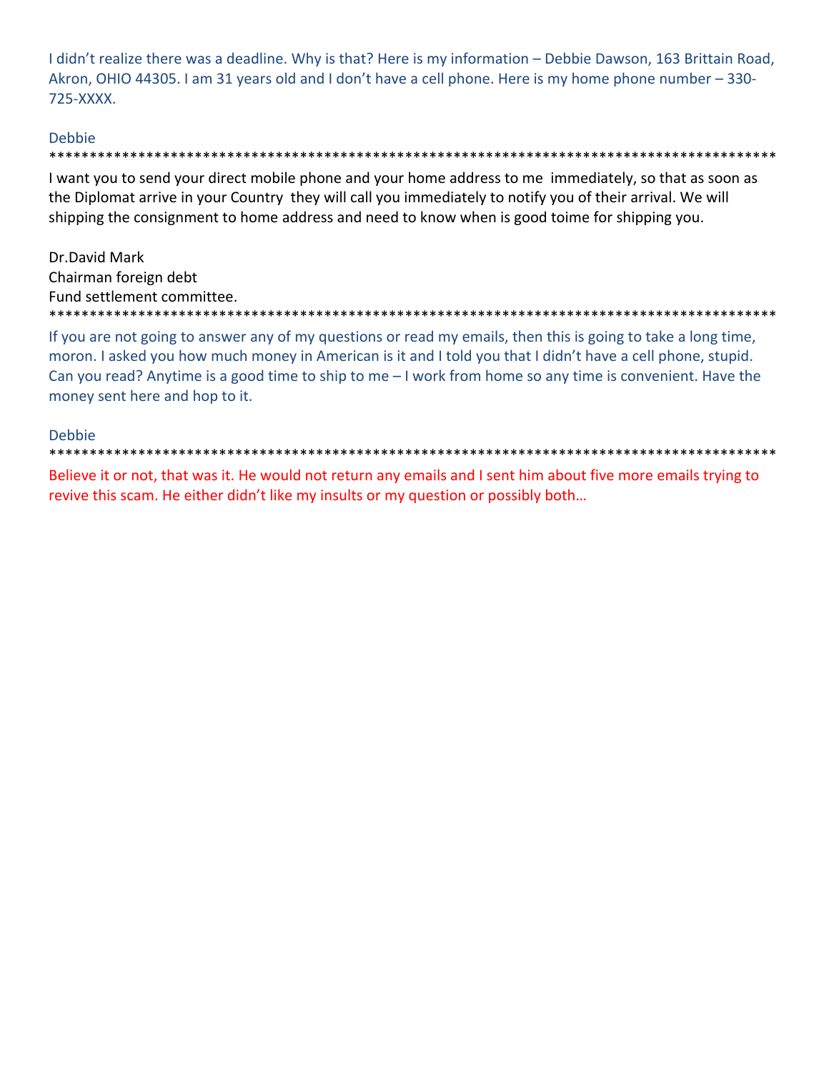I didn't realize there was a deadline. Why is that? Here is my information – Debbie Dawson, 163 Brittain Road, Akron, OHIO 44305. I am 31 years old and I don't have a cell phone. Here is my home phone number – 330-725-XXXX.

Debbie

*********************************************************************************************

I want you to send your direct mobile phone and your home address to me immediately, so that as soon as the Diplomat arrive in your Country they will call you immediately to notify you of their arrival. We will shipping the consignment to home address and need to know when is good toime for shipping you.

Dr.David Mark
Chairman foreign debt
Fund settlement committee.

*********************************************************************************************

If you are not going to answer any of my questions or read my emails, then this is going to take a long time, moron. I asked you how much money in American is it and I told you that I didn't have a cell phone, stupid. Can you read? Anytime is a good time to ship to me – I work from home so any time is convenient. Have the money sent here and hop to it.

Debbie

*********************************************************************************************

Believe it or not, that was it. He would not return any emails and I sent him about five more emails trying to revive this scam. He either didn't like my insults or my question or possibly both…